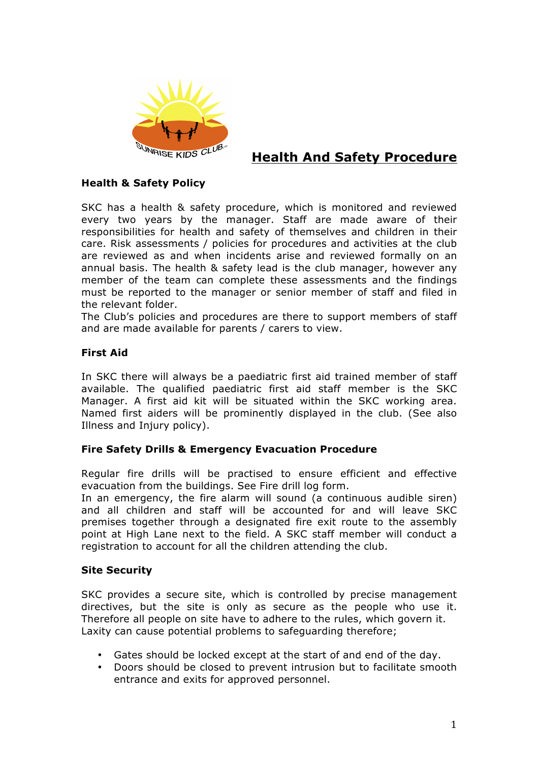# Health And Safety Procedure

## Health & Safety Policy

SKC has a health & safety procedure, which is monitored and reviewed every two years by the manager. Staff are made aware of their responsibilities for health and safety of themselves and children in their care. Risk assessments / policies for procedures and activities at the club are reviewed as and when incidents arise and reviewed formally on an annual basis. The health & safety lead is the club manager, however any member of the team can complete these assessments and the findings must be reported to the manager or senior member of staff and filed in the relevant folder.
The Club's policies and procedures are there to support members of staff and are made available for parents / carers to view.

## First Aid

In SKC there will always be a paediatric first aid trained member of staff available. The qualified paediatric first aid staff member is the SKC Manager. A first aid kit will be situated within the SKC working area. Named first aiders will be prominently displayed in the club. (See also Illness and Injury policy).

## Fire Safety Drills & Emergency Evacuation Procedure

Regular fire drills will be practised to ensure efficient and effective evacuation from the buildings. See Fire drill log form.
In an emergency, the fire alarm will sound (a continuous audible siren) and all children and staff will be accounted for and will leave SKC premises together through a designated fire exit route to the assembly point at High Lane next to the field. A SKC staff member will conduct a registration to account for all the children attending the club.

## Site Security

SKC provides a secure site, which is controlled by precise management directives, but the site is only as secure as the people who use it. Therefore all people on site have to adhere to the rules, which govern it.
Laxity can cause potential problems to safeguarding therefore;

- Gates should be locked except at the start of and end of the day.
- Doors should be closed to prevent intrusion but to facilitate smooth entrance and exits for approved personnel.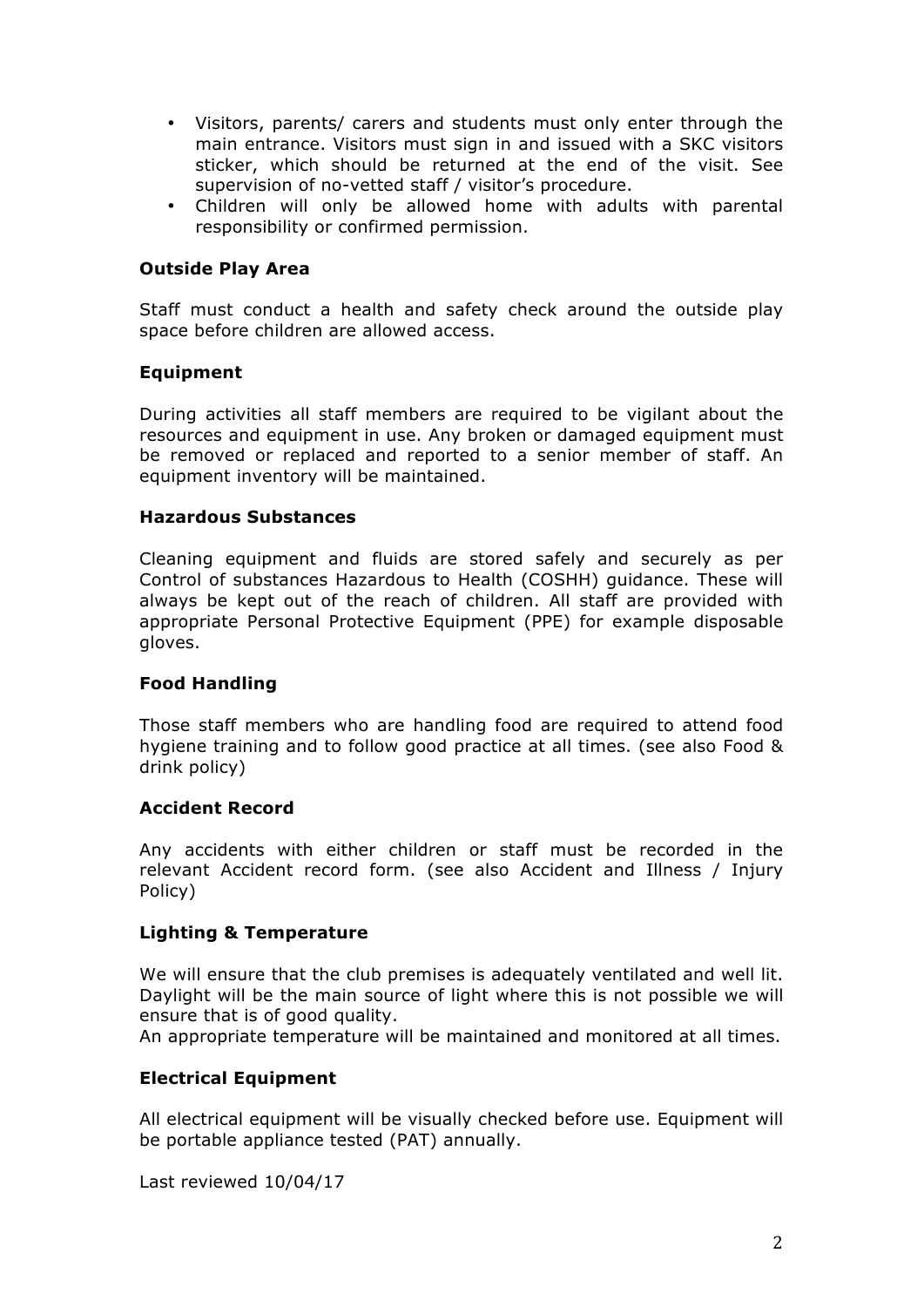- Visitors, parents/ carers and students must only enter through the main entrance. Visitors must sign in and issued with a SKC visitors sticker, which should be returned at the end of the visit. See supervision of no-vetted staff / visitor's procedure.
- Children will only be allowed home with adults with parental responsibility or confirmed permission.

**Outside Play Area**

Staff must conduct a health and safety check around the outside play space before children are allowed access.

**Equipment**

During activities all staff members are required to be vigilant about the resources and equipment in use. Any broken or damaged equipment must be removed or replaced and reported to a senior member of staff. An equipment inventory will be maintained.

**Hazardous Substances**

Cleaning equipment and fluids are stored safely and securely as per Control of substances Hazardous to Health (COSHH) guidance. These will always be kept out of the reach of children. All staff are provided with appropriate Personal Protective Equipment (PPE) for example disposable gloves.

**Food Handling**

Those staff members who are handling food are required to attend food hygiene training and to follow good practice at all times. (see also Food & drink policy)

**Accident Record**

Any accidents with either children or staff must be recorded in the relevant Accident record form. (see also Accident and Illness / Injury Policy)

**Lighting & Temperature**

We will ensure that the club premises is adequately ventilated and well lit. Daylight will be the main source of light where this is not possible we will ensure that is of good quality.
An appropriate temperature will be maintained and monitored at all times.

**Electrical Equipment**

All electrical equipment will be visually checked before use. Equipment will be portable appliance tested (PAT) annually.

Last reviewed 10/04/17